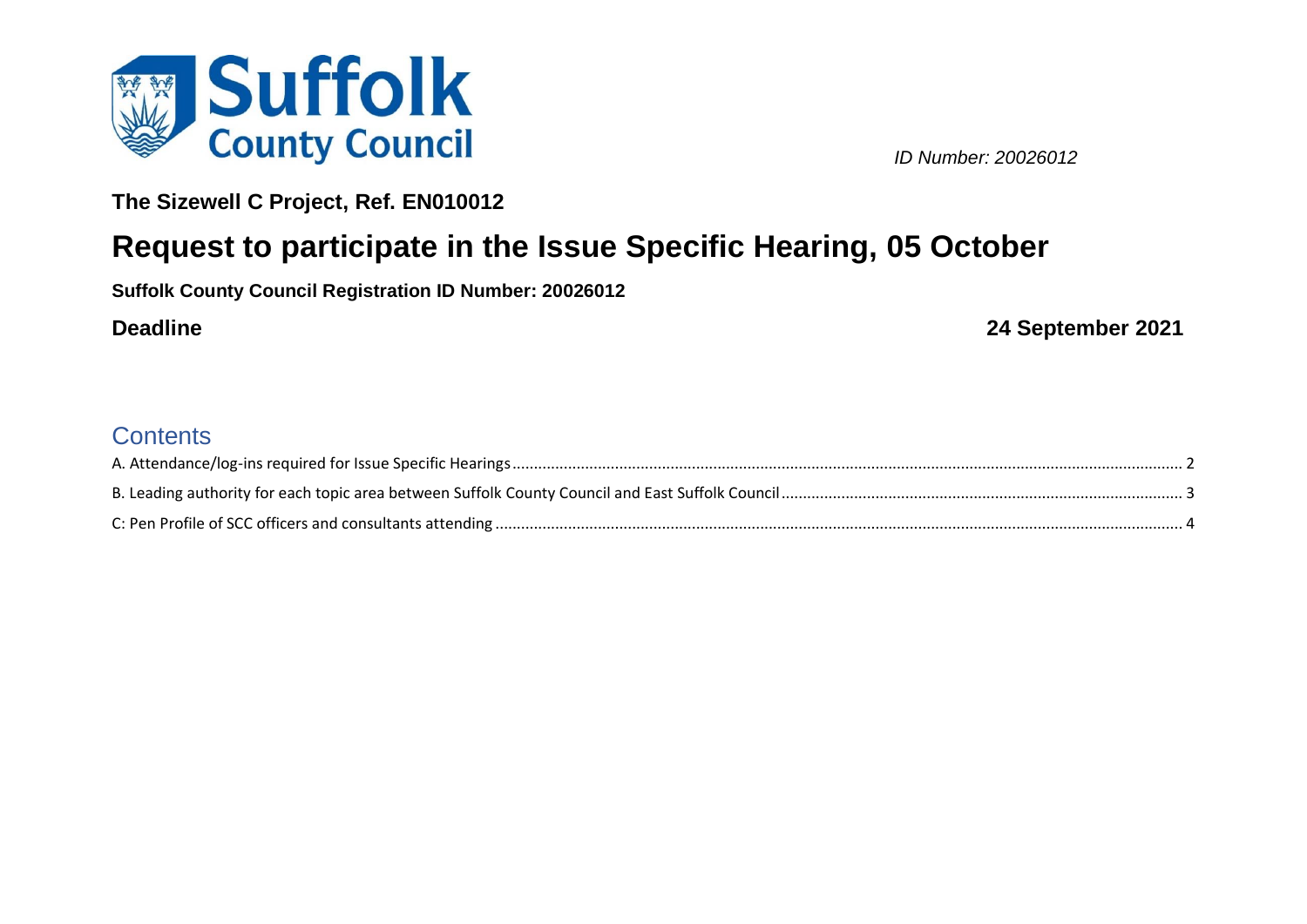Suffolk County Council

*ID Number: 20026012*

**The Sizewell C Project, Ref. EN010012**

# Request to participate in the Issue Specific Hearing, 05 October

**Suffolk County Council Registration ID Number: 20026012**

**Deadline** **24 September 2021**

## Contents

A. Attendance/log-ins required for Issue Specific Hearings ........ 2

B. Leading authority for each topic area between Suffolk County Council and East Suffolk Council ........ 3

C: Pen Profile of SCC officers and consultants attending ........ 4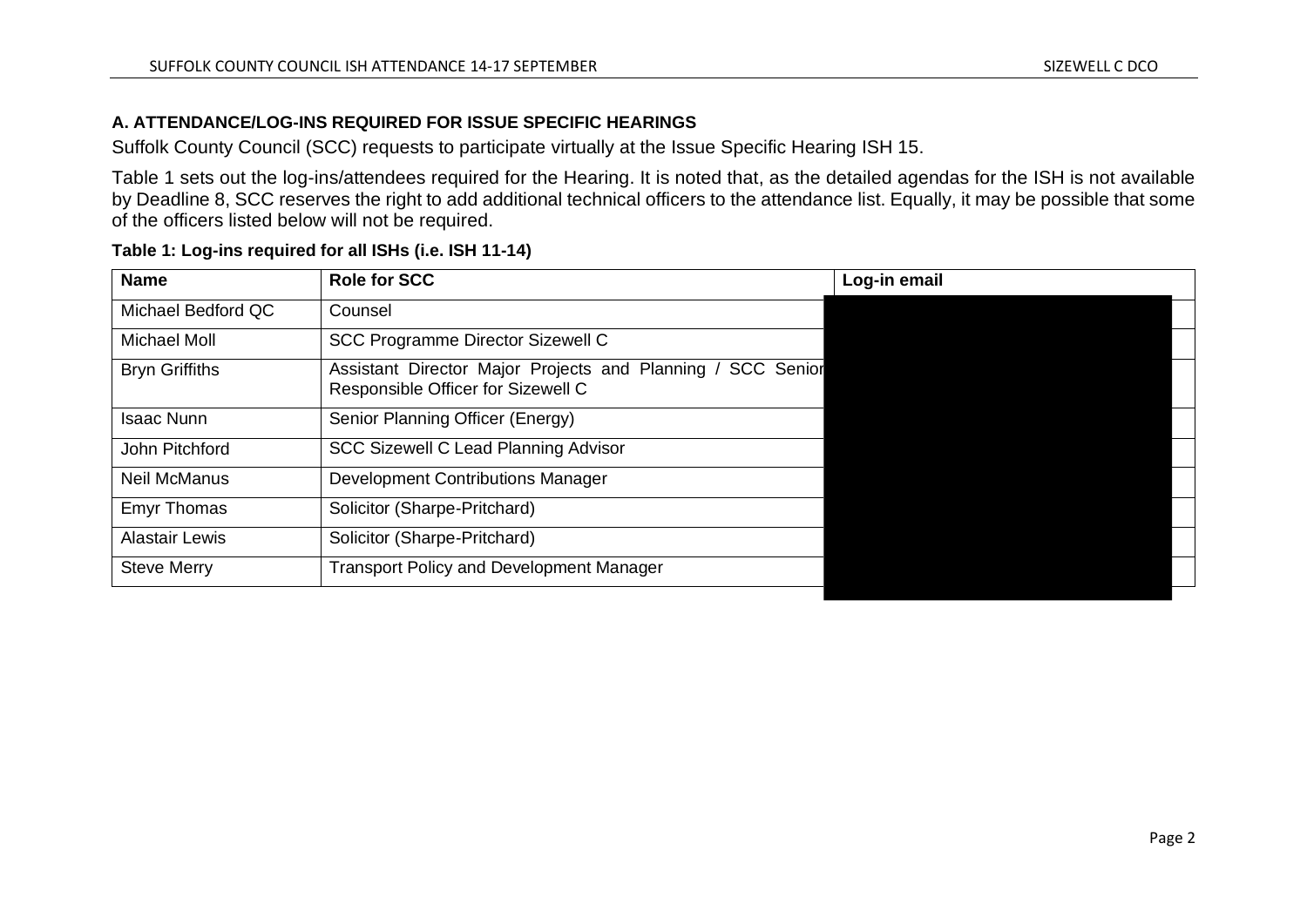**A. ATTENDANCE/LOG-INS REQUIRED FOR ISSUE SPECIFIC HEARINGS**

Suffolk County Council (SCC) requests to participate virtually at the Issue Specific Hearing ISH 15.

Table 1 sets out the log-ins/attendees required for the Hearing. It is noted that, as the detailed agendas for the ISH is not available by Deadline 8, SCC reserves the right to add additional technical officers to the attendance list. Equally, it may be possible that some of the officers listed below will not be required.

**Table 1: Log-ins required for all ISHs (i.e. ISH 11-14)**

| Name | Role for SCC | Log-in email |
|---|---|---|
| Michael Bedford QC | Counsel | |
| Michael Moll | SCC Programme Director Sizewell C | |
| Bryn Griffiths | Assistant Director Major Projects and Planning / SCC Senior Responsible Officer for Sizewell C | |
| Isaac Nunn | Senior Planning Officer (Energy) | |
| John Pitchford | SCC Sizewell C Lead Planning Advisor | |
| Neil McManus | Development Contributions Manager | |
| Emyr Thomas | Solicitor (Sharpe-Pritchard) | |
| Alastair Lewis | Solicitor (Sharpe-Pritchard) | |
| Steve Merry | Transport Policy and Development Manager | |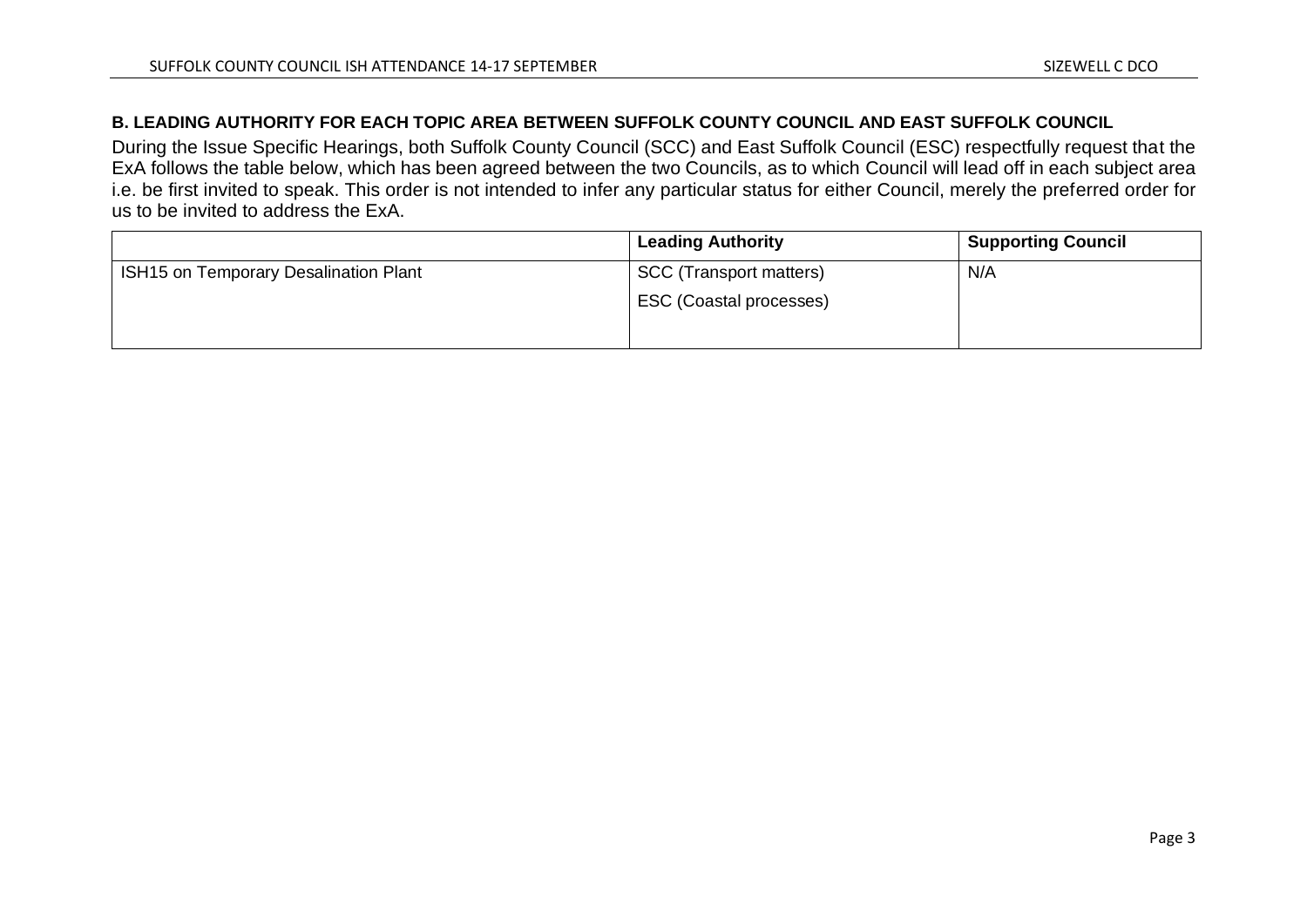## B. LEADING AUTHORITY FOR EACH TOPIC AREA BETWEEN SUFFOLK COUNTY COUNCIL AND EAST SUFFOLK COUNCIL

During the Issue Specific Hearings, both Suffolk County Council (SCC) and East Suffolk Council (ESC) respectfully request that the ExA follows the table below, which has been agreed between the two Councils, as to which Council will lead off in each subject area i.e. be first invited to speak. This order is not intended to infer any particular status for either Council, merely the preferred order for us to be invited to address the ExA.

| | Leading Authority | Supporting Council |
|---|---|---|
| ISH15 on Temporary Desalination Plant | SCC (Transport matters)<br>ESC (Coastal processes) | N/A |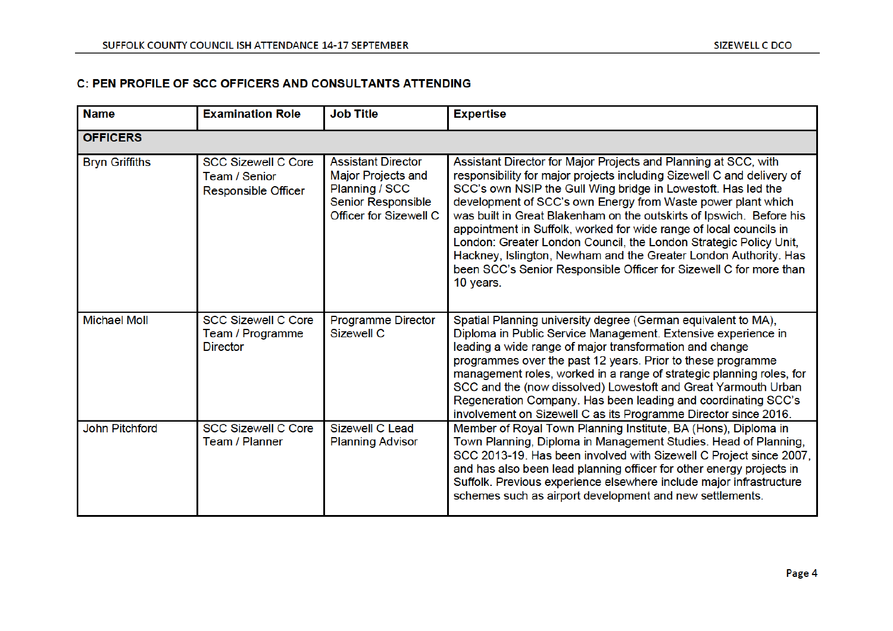### C: PEN PROFILE OF SCC OFFICERS AND CONSULTANTS ATTENDING

| Name | Examination Role | Job Title | Expertise |
|---|---|---|---|
| **OFFICERS** | | | |
| Bryn Griffiths | SCC Sizewell C Core Team / Senior Responsible Officer | Assistant Director Major Projects and Planning / SCC Senior Responsible Officer for Sizewell C | Assistant Director for Major Projects and Planning at SCC, with responsibility for major projects including Sizewell C and delivery of SCC's own NSIP the Gull Wing bridge in Lowestoft. Has led the development of SCC's own Energy from Waste power plant which was built in Great Blakenham on the outskirts of Ipswich. Before his appointment in Suffolk, worked for wide range of local councils in London: Greater London Council, the London Strategic Policy Unit, Hackney, Islington, Newham and the Greater London Authority. Has been SCC's Senior Responsible Officer for Sizewell C for more than 10 years. |
| Michael Moll | SCC Sizewell C Core Team / Programme Director | Programme Director Sizewell C | Spatial Planning university degree (German equivalent to MA), Diploma in Public Service Management. Extensive experience in leading a wide range of major transformation and change programmes over the past 12 years. Prior to these programme management roles, worked in a range of strategic planning roles, for SCC and the (now dissolved) Lowestoft and Great Yarmouth Urban Regeneration Company. Has been leading and coordinating SCC's involvement on Sizewell C as its Programme Director since 2016. |
| John Pitchford | SCC Sizewell C Core Team / Planner | Sizewell C Lead Planning Advisor | Member of Royal Town Planning Institute, BA (Hons), Diploma in Town Planning, Diploma in Management Studies. Head of Planning, SCC 2013-19. Has been involved with Sizewell C Project since 2007, and has also been lead planning officer for other energy projects in Suffolk. Previous experience elsewhere include major infrastructure schemes such as airport development and new settlements. |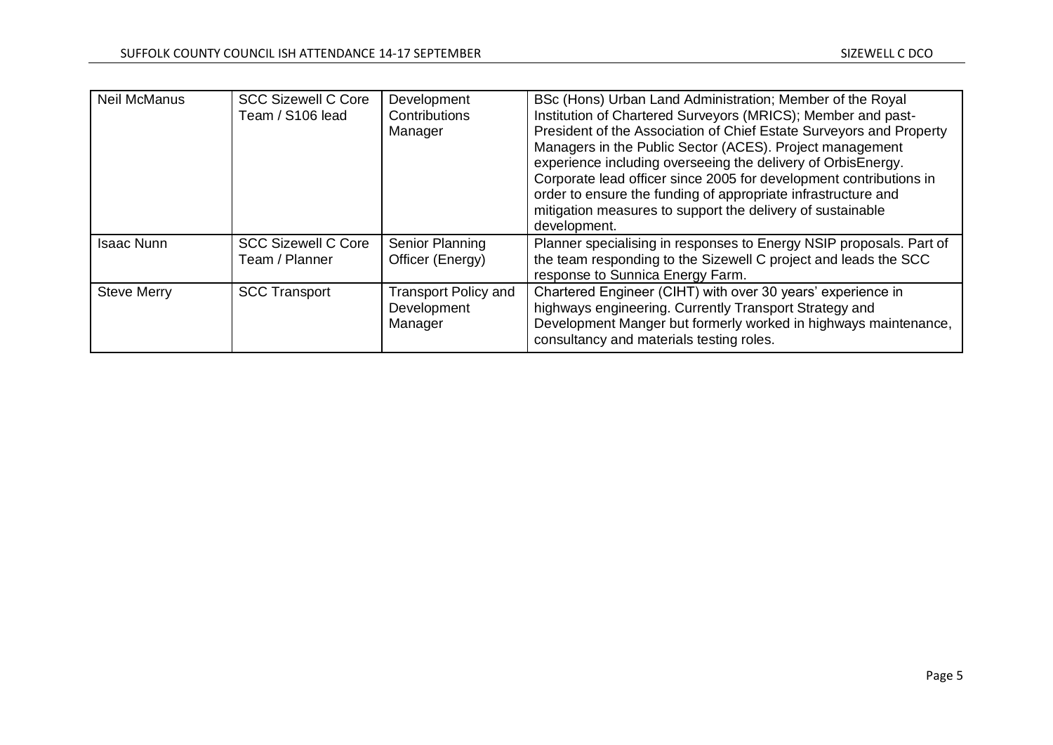| | | | |
|---|---|---|---|
| Neil McManus | SCC Sizewell C Core Team / S106 lead | Development Contributions Manager | BSc (Hons) Urban Land Administration; Member of the Royal Institution of Chartered Surveyors (MRICS); Member and past-President of the Association of Chief Estate Surveyors and Property Managers in the Public Sector (ACES). Project management experience including overseeing the delivery of OrbisEnergy. Corporate lead officer since 2005 for development contributions in order to ensure the funding of appropriate infrastructure and mitigation measures to support the delivery of sustainable development. |
| Isaac Nunn | SCC Sizewell C Core Team / Planner | Senior Planning Officer (Energy) | Planner specialising in responses to Energy NSIP proposals. Part of the team responding to the Sizewell C project and leads the SCC response to Sunnica Energy Farm. |
| Steve Merry | SCC Transport | Transport Policy and Development Manager | Chartered Engineer (CIHT) with over 30 years' experience in highways engineering. Currently Transport Strategy and Development Manger but formerly worked in highways maintenance, consultancy and materials testing roles. |